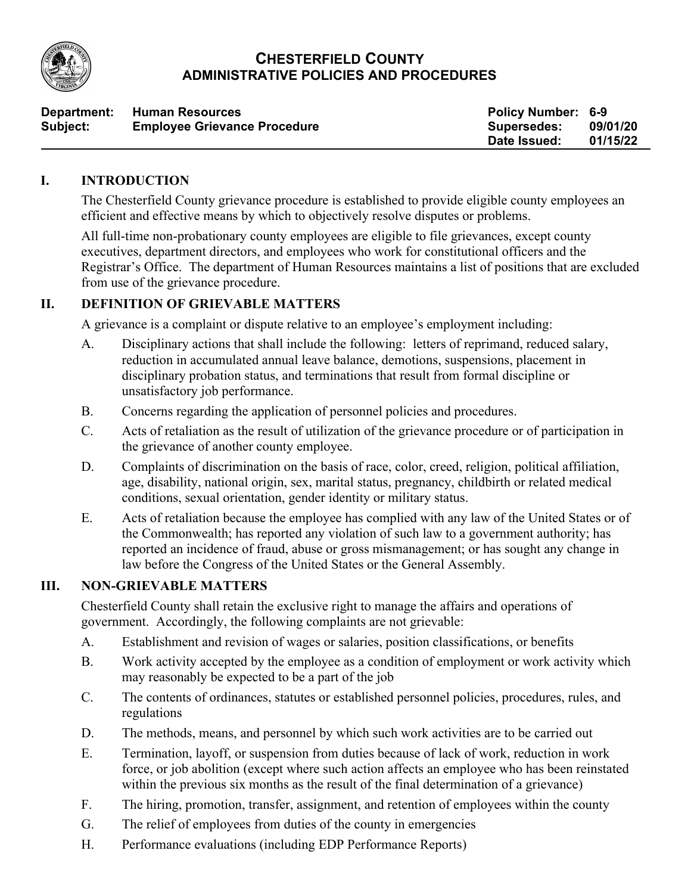# CHESTERFIELD COUNTY
## ADMINISTRATIVE POLICIES AND PROCEDURES

| | | | |
|---|---|---|---|
| **Department:** | **Human Resources** | **Policy Number:** | **6-9** |
| **Subject:** | **Employee Grievance Procedure** | **Supersedes:** | **09/01/20** |
| | | **Date Issued:** | **01/15/22** |

## I. INTRODUCTION

The Chesterfield County grievance procedure is established to provide eligible county employees an efficient and effective means by which to objectively resolve disputes or problems.

All full-time non-probationary county employees are eligible to file grievances, except county executives, department directors, and employees who work for constitutional officers and the Registrar's Office. The department of Human Resources maintains a list of positions that are excluded from use of the grievance procedure.

## II. DEFINITION OF GRIEVABLE MATTERS

A grievance is a complaint or dispute relative to an employee's employment including:

A. Disciplinary actions that shall include the following: letters of reprimand, reduced salary, reduction in accumulated annual leave balance, demotions, suspensions, placement in disciplinary probation status, and terminations that result from formal discipline or unsatisfactory job performance.

B. Concerns regarding the application of personnel policies and procedures.

C. Acts of retaliation as the result of utilization of the grievance procedure or of participation in the grievance of another county employee.

D. Complaints of discrimination on the basis of race, color, creed, religion, political affiliation, age, disability, national origin, sex, marital status, pregnancy, childbirth or related medical conditions, sexual orientation, gender identity or military status.

E. Acts of retaliation because the employee has complied with any law of the United States or of the Commonwealth; has reported any violation of such law to a government authority; has reported an incidence of fraud, abuse or gross mismanagement; or has sought any change in law before the Congress of the United States or the General Assembly.

## III. NON-GRIEVABLE MATTERS

Chesterfield County shall retain the exclusive right to manage the affairs and operations of government. Accordingly, the following complaints are not grievable:

A. Establishment and revision of wages or salaries, position classifications, or benefits

B. Work activity accepted by the employee as a condition of employment or work activity which may reasonably be expected to be a part of the job

C. The contents of ordinances, statutes or established personnel policies, procedures, rules, and regulations

D. The methods, means, and personnel by which such work activities are to be carried out

E. Termination, layoff, or suspension from duties because of lack of work, reduction in work force, or job abolition (except where such action affects an employee who has been reinstated within the previous six months as the result of the final determination of a grievance)

F. The hiring, promotion, transfer, assignment, and retention of employees within the county

G. The relief of employees from duties of the county in emergencies

H. Performance evaluations (including EDP Performance Reports)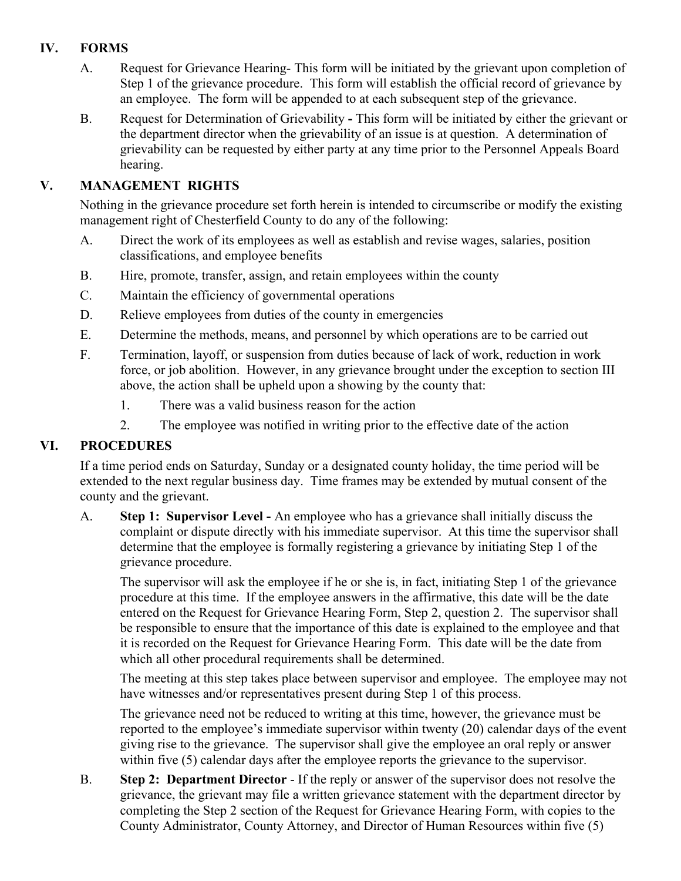## IV. FORMS

A. Request for Grievance Hearing- This form will be initiated by the grievant upon completion of Step 1 of the grievance procedure. This form will establish the official record of grievance by an employee. The form will be appended to at each subsequent step of the grievance.

B. Request for Determination of Grievability **-** This form will be initiated by either the grievant or the department director when the grievability of an issue is at question. A determination of grievability can be requested by either party at any time prior to the Personnel Appeals Board hearing.

## V. MANAGEMENT RIGHTS

Nothing in the grievance procedure set forth herein is intended to circumscribe or modify the existing management right of Chesterfield County to do any of the following:

A. Direct the work of its employees as well as establish and revise wages, salaries, position classifications, and employee benefits

B. Hire, promote, transfer, assign, and retain employees within the county

C. Maintain the efficiency of governmental operations

D. Relieve employees from duties of the county in emergencies

E. Determine the methods, means, and personnel by which operations are to be carried out

F. Termination, layoff, or suspension from duties because of lack of work, reduction in work force, or job abolition. However, in any grievance brought under the exception to section III above, the action shall be upheld upon a showing by the county that:

1. There was a valid business reason for the action
2. The employee was notified in writing prior to the effective date of the action

## VI. PROCEDURES

If a time period ends on Saturday, Sunday or a designated county holiday, the time period will be extended to the next regular business day. Time frames may be extended by mutual consent of the county and the grievant.

A. **Step 1: Supervisor Level -** An employee who has a grievance shall initially discuss the complaint or dispute directly with his immediate supervisor. At this time the supervisor shall determine that the employee is formally registering a grievance by initiating Step 1 of the grievance procedure.

The supervisor will ask the employee if he or she is, in fact, initiating Step 1 of the grievance procedure at this time. If the employee answers in the affirmative, this date will be the date entered on the Request for Grievance Hearing Form, Step 2, question 2. The supervisor shall be responsible to ensure that the importance of this date is explained to the employee and that it is recorded on the Request for Grievance Hearing Form. This date will be the date from which all other procedural requirements shall be determined.

The meeting at this step takes place between supervisor and employee. The employee may not have witnesses and/or representatives present during Step 1 of this process.

The grievance need not be reduced to writing at this time, however, the grievance must be reported to the employee's immediate supervisor within twenty (20) calendar days of the event giving rise to the grievance. The supervisor shall give the employee an oral reply or answer within five (5) calendar days after the employee reports the grievance to the supervisor.

B. **Step 2: Department Director** - If the reply or answer of the supervisor does not resolve the grievance, the grievant may file a written grievance statement with the department director by completing the Step 2 section of the Request for Grievance Hearing Form, with copies to the County Administrator, County Attorney, and Director of Human Resources within five (5)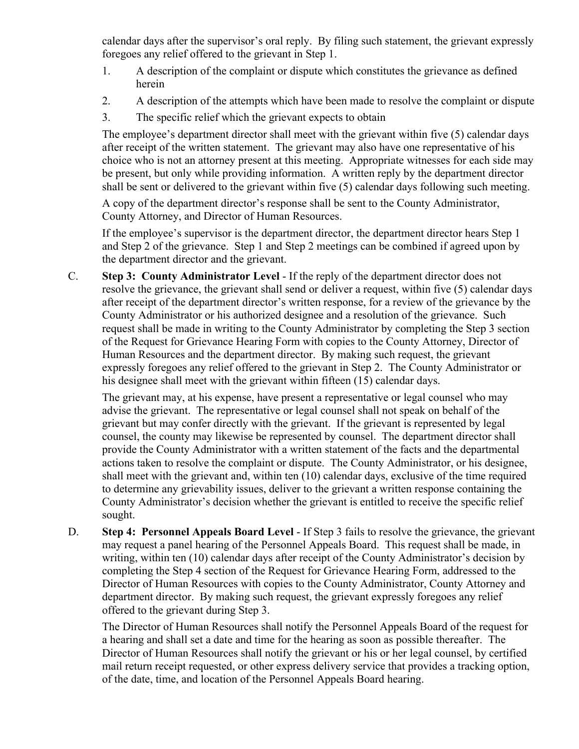calendar days after the supervisor's oral reply. By filing such statement, the grievant expressly foregoes any relief offered to the grievant in Step 1.

1. A description of the complaint or dispute which constitutes the grievance as defined herein
2. A description of the attempts which have been made to resolve the complaint or dispute
3. The specific relief which the grievant expects to obtain

The employee's department director shall meet with the grievant within five (5) calendar days after receipt of the written statement. The grievant may also have one representative of his choice who is not an attorney present at this meeting. Appropriate witnesses for each side may be present, but only while providing information. A written reply by the department director shall be sent or delivered to the grievant within five (5) calendar days following such meeting.

A copy of the department director's response shall be sent to the County Administrator, County Attorney, and Director of Human Resources.

If the employee's supervisor is the department director, the department director hears Step 1 and Step 2 of the grievance. Step 1 and Step 2 meetings can be combined if agreed upon by the department director and the grievant.

C. **Step 3: County Administrator Level** - If the reply of the department director does not resolve the grievance, the grievant shall send or deliver a request, within five (5) calendar days after receipt of the department director's written response, for a review of the grievance by the County Administrator or his authorized designee and a resolution of the grievance. Such request shall be made in writing to the County Administrator by completing the Step 3 section of the Request for Grievance Hearing Form with copies to the County Attorney, Director of Human Resources and the department director. By making such request, the grievant expressly foregoes any relief offered to the grievant in Step 2. The County Administrator or his designee shall meet with the grievant within fifteen (15) calendar days.

The grievant may, at his expense, have present a representative or legal counsel who may advise the grievant. The representative or legal counsel shall not speak on behalf of the grievant but may confer directly with the grievant. If the grievant is represented by legal counsel, the county may likewise be represented by counsel. The department director shall provide the County Administrator with a written statement of the facts and the departmental actions taken to resolve the complaint or dispute. The County Administrator, or his designee, shall meet with the grievant and, within ten (10) calendar days, exclusive of the time required to determine any grievability issues, deliver to the grievant a written response containing the County Administrator's decision whether the grievant is entitled to receive the specific relief sought.

D. **Step 4: Personnel Appeals Board Level** - If Step 3 fails to resolve the grievance, the grievant may request a panel hearing of the Personnel Appeals Board. This request shall be made, in writing, within ten (10) calendar days after receipt of the County Administrator's decision by completing the Step 4 section of the Request for Grievance Hearing Form, addressed to the Director of Human Resources with copies to the County Administrator, County Attorney and department director. By making such request, the grievant expressly foregoes any relief offered to the grievant during Step 3.

The Director of Human Resources shall notify the Personnel Appeals Board of the request for a hearing and shall set a date and time for the hearing as soon as possible thereafter. The Director of Human Resources shall notify the grievant or his or her legal counsel, by certified mail return receipt requested, or other express delivery service that provides a tracking option, of the date, time, and location of the Personnel Appeals Board hearing.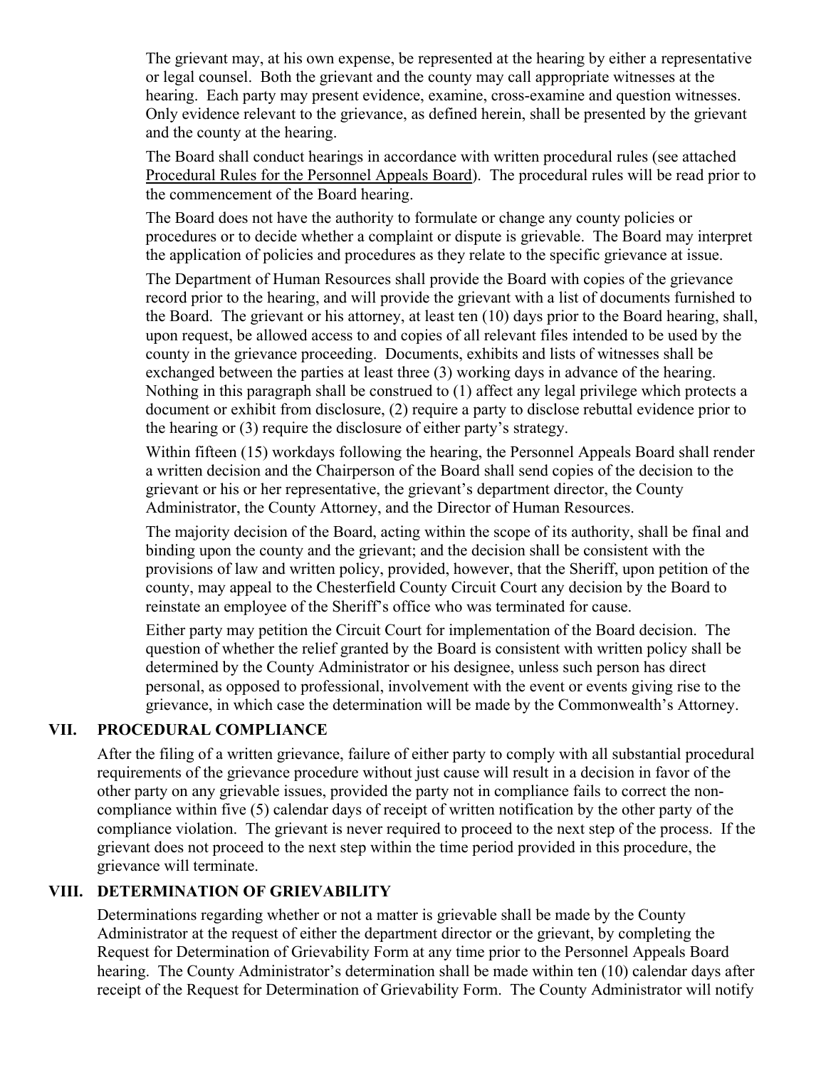The grievant may, at his own expense, be represented at the hearing by either a representative or legal counsel. Both the grievant and the county may call appropriate witnesses at the hearing. Each party may present evidence, examine, cross-examine and question witnesses. Only evidence relevant to the grievance, as defined herein, shall be presented by the grievant and the county at the hearing.

The Board shall conduct hearings in accordance with written procedural rules (see attached Procedural Rules for the Personnel Appeals Board). The procedural rules will be read prior to the commencement of the Board hearing.

The Board does not have the authority to formulate or change any county policies or procedures or to decide whether a complaint or dispute is grievable. The Board may interpret the application of policies and procedures as they relate to the specific grievance at issue.

The Department of Human Resources shall provide the Board with copies of the grievance record prior to the hearing, and will provide the grievant with a list of documents furnished to the Board. The grievant or his attorney, at least ten (10) days prior to the Board hearing, shall, upon request, be allowed access to and copies of all relevant files intended to be used by the county in the grievance proceeding. Documents, exhibits and lists of witnesses shall be exchanged between the parties at least three (3) working days in advance of the hearing. Nothing in this paragraph shall be construed to (1) affect any legal privilege which protects a document or exhibit from disclosure, (2) require a party to disclose rebuttal evidence prior to the hearing or (3) require the disclosure of either party's strategy.

Within fifteen (15) workdays following the hearing, the Personnel Appeals Board shall render a written decision and the Chairperson of the Board shall send copies of the decision to the grievant or his or her representative, the grievant's department director, the County Administrator, the County Attorney, and the Director of Human Resources.

The majority decision of the Board, acting within the scope of its authority, shall be final and binding upon the county and the grievant; and the decision shall be consistent with the provisions of law and written policy, provided, however, that the Sheriff, upon petition of the county, may appeal to the Chesterfield County Circuit Court any decision by the Board to reinstate an employee of the Sheriff's office who was terminated for cause.

Either party may petition the Circuit Court for implementation of the Board decision. The question of whether the relief granted by the Board is consistent with written policy shall be determined by the County Administrator or his designee, unless such person has direct personal, as opposed to professional, involvement with the event or events giving rise to the grievance, in which case the determination will be made by the Commonwealth's Attorney.

## VII. PROCEDURAL COMPLIANCE

After the filing of a written grievance, failure of either party to comply with all substantial procedural requirements of the grievance procedure without just cause will result in a decision in favor of the other party on any grievable issues, provided the party not in compliance fails to correct the non-compliance within five (5) calendar days of receipt of written notification by the other party of the compliance violation. The grievant is never required to proceed to the next step of the process. If the grievant does not proceed to the next step within the time period provided in this procedure, the grievance will terminate.

## VIII. DETERMINATION OF GRIEVABILITY

Determinations regarding whether or not a matter is grievable shall be made by the County Administrator at the request of either the department director or the grievant, by completing the Request for Determination of Grievability Form at any time prior to the Personnel Appeals Board hearing. The County Administrator's determination shall be made within ten (10) calendar days after receipt of the Request for Determination of Grievability Form. The County Administrator will notify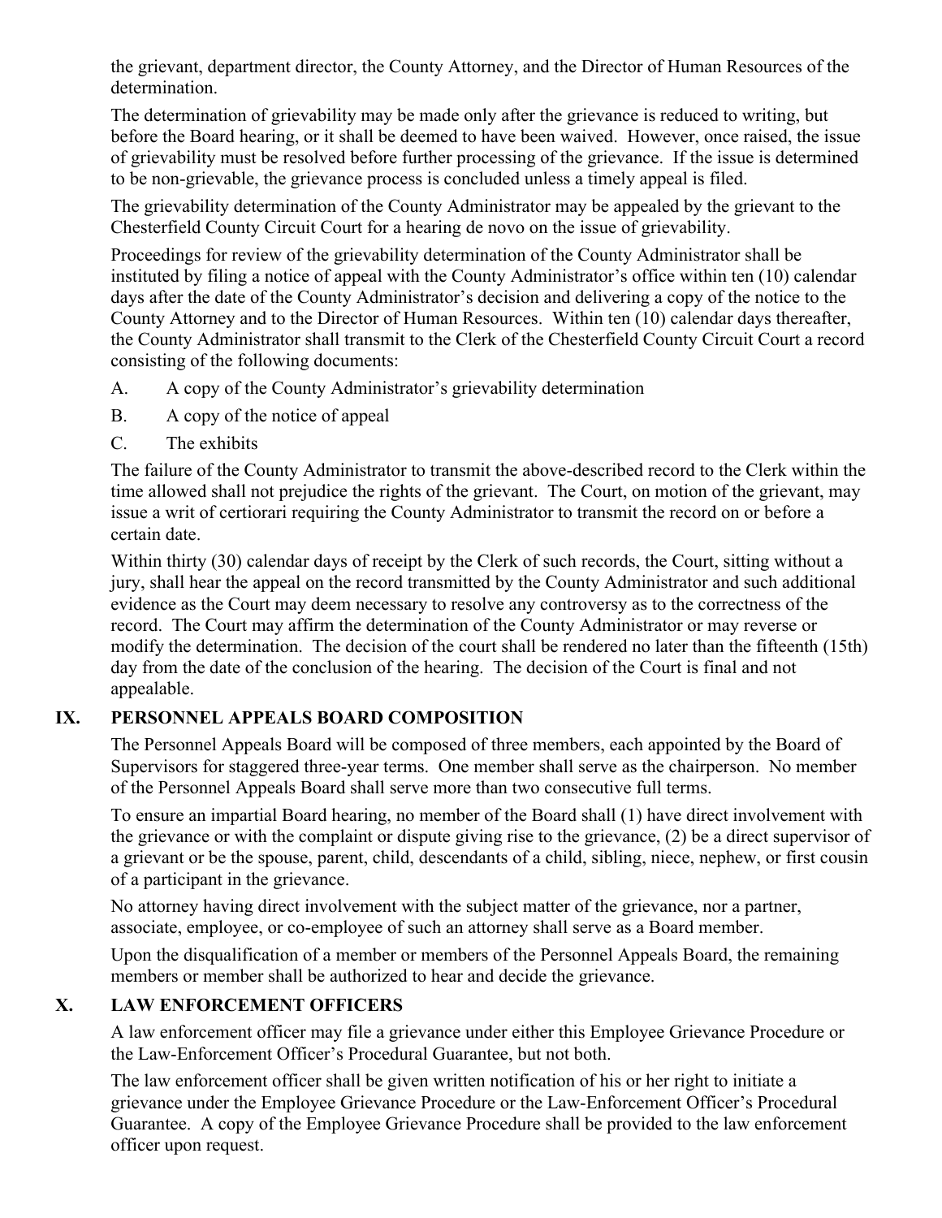the grievant, department director, the County Attorney, and the Director of Human Resources of the determination.

The determination of grievability may be made only after the grievance is reduced to writing, but before the Board hearing, or it shall be deemed to have been waived. However, once raised, the issue of grievability must be resolved before further processing of the grievance. If the issue is determined to be non-grievable, the grievance process is concluded unless a timely appeal is filed.

The grievability determination of the County Administrator may be appealed by the grievant to the Chesterfield County Circuit Court for a hearing de novo on the issue of grievability.

Proceedings for review of the grievability determination of the County Administrator shall be instituted by filing a notice of appeal with the County Administrator's office within ten (10) calendar days after the date of the County Administrator's decision and delivering a copy of the notice to the County Attorney and to the Director of Human Resources. Within ten (10) calendar days thereafter, the County Administrator shall transmit to the Clerk of the Chesterfield County Circuit Court a record consisting of the following documents:

A. A copy of the County Administrator's grievability determination

B. A copy of the notice of appeal

C. The exhibits

The failure of the County Administrator to transmit the above-described record to the Clerk within the time allowed shall not prejudice the rights of the grievant. The Court, on motion of the grievant, may issue a writ of certiorari requiring the County Administrator to transmit the record on or before a certain date.

Within thirty (30) calendar days of receipt by the Clerk of such records, the Court, sitting without a jury, shall hear the appeal on the record transmitted by the County Administrator and such additional evidence as the Court may deem necessary to resolve any controversy as to the correctness of the record. The Court may affirm the determination of the County Administrator or may reverse or modify the determination. The decision of the court shall be rendered no later than the fifteenth (15th) day from the date of the conclusion of the hearing. The decision of the Court is final and not appealable.

## IX. PERSONNEL APPEALS BOARD COMPOSITION

The Personnel Appeals Board will be composed of three members, each appointed by the Board of Supervisors for staggered three-year terms. One member shall serve as the chairperson. No member of the Personnel Appeals Board shall serve more than two consecutive full terms.

To ensure an impartial Board hearing, no member of the Board shall (1) have direct involvement with the grievance or with the complaint or dispute giving rise to the grievance, (2) be a direct supervisor of a grievant or be the spouse, parent, child, descendants of a child, sibling, niece, nephew, or first cousin of a participant in the grievance.

No attorney having direct involvement with the subject matter of the grievance, nor a partner, associate, employee, or co-employee of such an attorney shall serve as a Board member.

Upon the disqualification of a member or members of the Personnel Appeals Board, the remaining members or member shall be authorized to hear and decide the grievance.

## X. LAW ENFORCEMENT OFFICERS

A law enforcement officer may file a grievance under either this Employee Grievance Procedure or the Law-Enforcement Officer's Procedural Guarantee, but not both.

The law enforcement officer shall be given written notification of his or her right to initiate a grievance under the Employee Grievance Procedure or the Law-Enforcement Officer's Procedural Guarantee. A copy of the Employee Grievance Procedure shall be provided to the law enforcement officer upon request.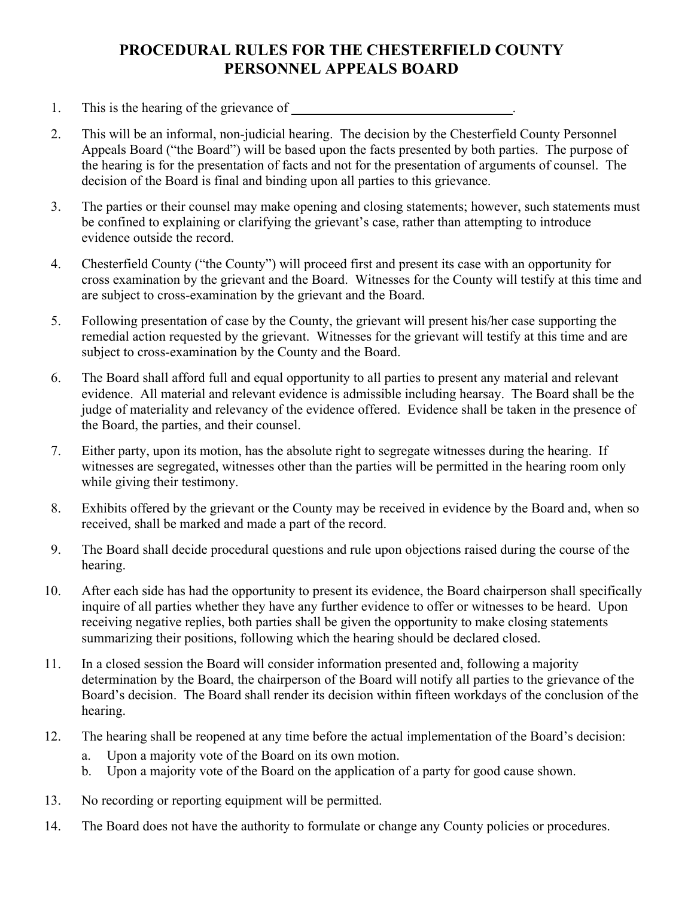# PROCEDURAL RULES FOR THE CHESTERFIELD COUNTY PERSONNEL APPEALS BOARD

1. This is the hearing of the grievance of \_\_\_\_\_\_\_\_\_\_\_\_\_\_\_\_\_\_\_\_\_\_\_\_\_\_\_\_\_\_\_\_\_\_.

2. This will be an informal, non-judicial hearing. The decision by the Chesterfield County Personnel Appeals Board ("the Board") will be based upon the facts presented by both parties. The purpose of the hearing is for the presentation of facts and not for the presentation of arguments of counsel. The decision of the Board is final and binding upon all parties to this grievance.

3. The parties or their counsel may make opening and closing statements; however, such statements must be confined to explaining or clarifying the grievant's case, rather than attempting to introduce evidence outside the record.

4. Chesterfield County ("the County") will proceed first and present its case with an opportunity for cross examination by the grievant and the Board. Witnesses for the County will testify at this time and are subject to cross-examination by the grievant and the Board.

5. Following presentation of case by the County, the grievant will present his/her case supporting the remedial action requested by the grievant. Witnesses for the grievant will testify at this time and are subject to cross-examination by the County and the Board.

6. The Board shall afford full and equal opportunity to all parties to present any material and relevant evidence. All material and relevant evidence is admissible including hearsay. The Board shall be the judge of materiality and relevancy of the evidence offered. Evidence shall be taken in the presence of the Board, the parties, and their counsel.

7. Either party, upon its motion, has the absolute right to segregate witnesses during the hearing. If witnesses are segregated, witnesses other than the parties will be permitted in the hearing room only while giving their testimony.

8. Exhibits offered by the grievant or the County may be received in evidence by the Board and, when so received, shall be marked and made a part of the record.

9. The Board shall decide procedural questions and rule upon objections raised during the course of the hearing.

10. After each side has had the opportunity to present its evidence, the Board chairperson shall specifically inquire of all parties whether they have any further evidence to offer or witnesses to be heard. Upon receiving negative replies, both parties shall be given the opportunity to make closing statements summarizing their positions, following which the hearing should be declared closed.

11. In a closed session the Board will consider information presented and, following a majority determination by the Board, the chairperson of the Board will notify all parties to the grievance of the Board's decision. The Board shall render its decision within fifteen workdays of the conclusion of the hearing.

12. The hearing shall be reopened at any time before the actual implementation of the Board's decision:
    a. Upon a majority vote of the Board on its own motion.
    b. Upon a majority vote of the Board on the application of a party for good cause shown.

13. No recording or reporting equipment will be permitted.

14. The Board does not have the authority to formulate or change any County policies or procedures.